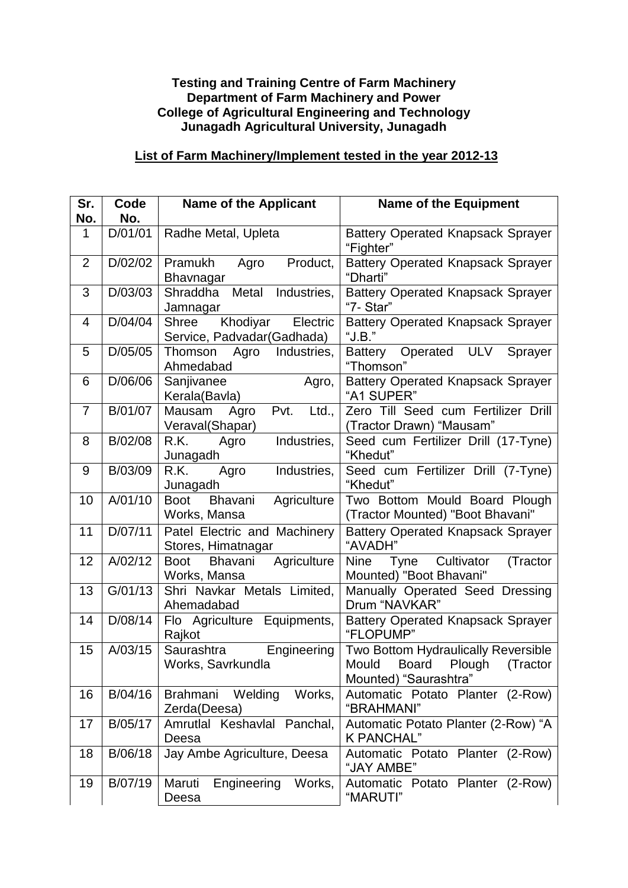**Testing and Training Centre of Farm Machinery**
**Department of Farm Machinery and Power**
**College of Agricultural Engineering and Technology**
**Junagadh Agricultural University, Junagadh**

## List of Farm Machinery/Implement tested in the year 2012-13

| Sr. No. | Code No. | Name of the Applicant | Name of the Equipment |
|---|---|---|---|
| 1 | D/01/01 | Radhe Metal, Upleta | Battery Operated Knapsack Sprayer "Fighter" |
| 2 | D/02/02 | Pramukh Agro Product, Bhavnagar | Battery Operated Knapsack Sprayer "Dharti" |
| 3 | D/03/03 | Shraddha Metal Industries, Jamnagar | Battery Operated Knapsack Sprayer "7- Star" |
| 4 | D/04/04 | Shree Khodiyar Electric Service, Padvadar(Gadhada) | Battery Operated Knapsack Sprayer "J.B." |
| 5 | D/05/05 | Thomson Agro Industries, Ahmedabad | Battery Operated ULV Sprayer "Thomson" |
| 6 | D/06/06 | Sanjivanee Agro, Kerala(Bavla) | Battery Operated Knapsack Sprayer "A1 SUPER" |
| 7 | B/01/07 | Mausam Agro Pvt. Ltd., Veraval(Shapar) | Zero Till Seed cum Fertilizer Drill (Tractor Drawn) "Mausam" |
| 8 | B/02/08 | R.K. Agro Industries, Junagadh | Seed cum Fertilizer Drill (17-Tyne) "Khedut" |
| 9 | B/03/09 | R.K. Agro Industries, Junagadh | Seed cum Fertilizer Drill (7-Tyne) "Khedut" |
| 10 | A/01/10 | Boot Bhavani Agriculture Works, Mansa | Two Bottom Mould Board Plough (Tractor Mounted) "Boot Bhavani" |
| 11 | D/07/11 | Patel Electric and Machinery Stores, Himatnagar | Battery Operated Knapsack Sprayer "AVADH" |
| 12 | A/02/12 | Boot Bhavani Agriculture Works, Mansa | Nine Tyne Cultivator (Tractor Mounted) "Boot Bhavani" |
| 13 | G/01/13 | Shri Navkar Metals Limited, Ahemadabad | Manually Operated Seed Dressing Drum "NAVKAR" |
| 14 | D/08/14 | Flo Agriculture Equipments, Rajkot | Battery Operated Knapsack Sprayer "FLOPUMP" |
| 15 | A/03/15 | Saurashtra Engineering Works, Savrkundla | Two Bottom Hydraulically Reversible Mould Board Plough (Tractor Mounted) "Saurashtra" |
| 16 | B/04/16 | Brahmani Welding Works, Zerda(Deesa) | Automatic Potato Planter (2-Row) "BRAHMANI" |
| 17 | B/05/17 | Amrutlal Keshavlal Panchal, Deesa | Automatic Potato Planter (2-Row) "A K PANCHAL" |
| 18 | B/06/18 | Jay Ambe Agriculture, Deesa | Automatic Potato Planter (2-Row) "JAY AMBE" |
| 19 | B/07/19 | Maruti Engineering Works, Deesa | Automatic Potato Planter (2-Row) "MARUTI" |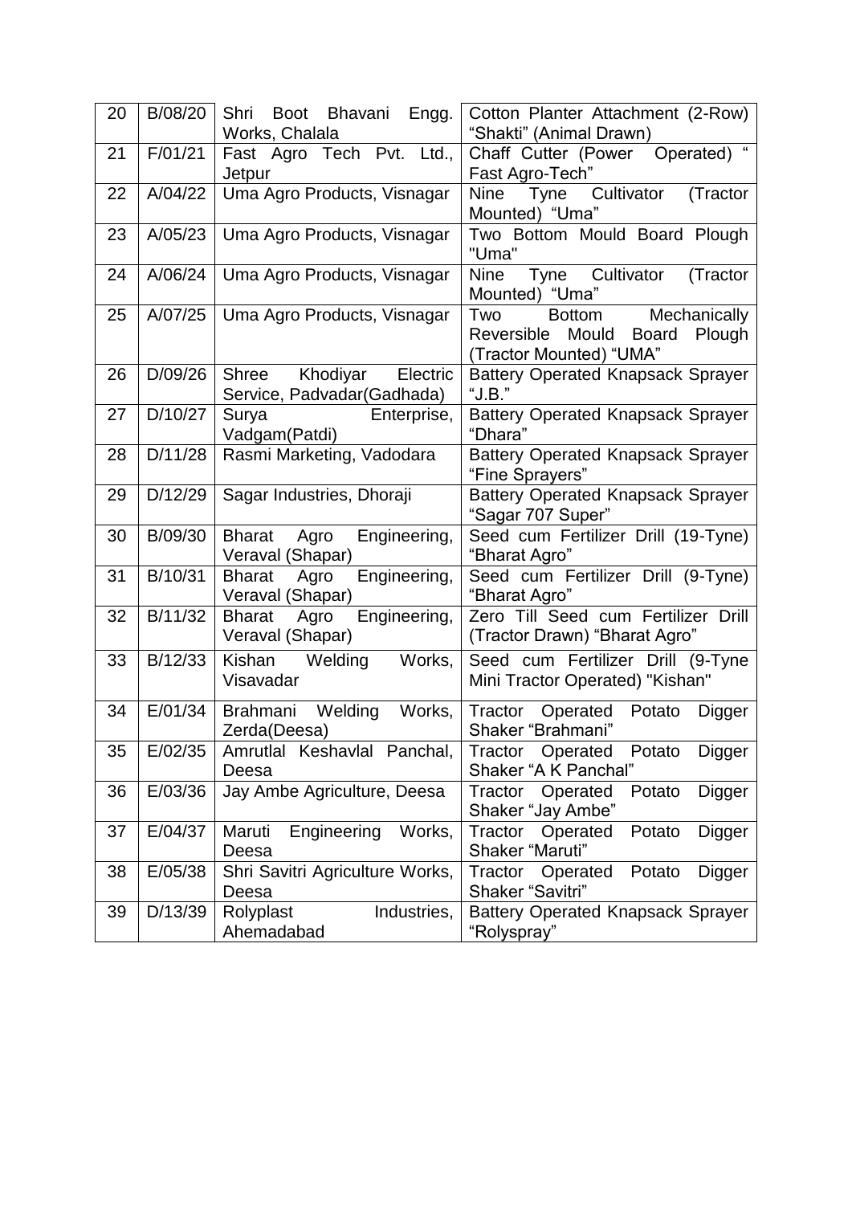| | | | |
|---|---|---|---|
| 20 | B/08/20 | Shri Boot Bhavani Engg. Works, Chalala | Cotton Planter Attachment (2-Row) "Shakti" (Animal Drawn) |
| 21 | F/01/21 | Fast Agro Tech Pvt. Ltd., Jetpur | Chaff Cutter (Power Operated) " Fast Agro-Tech" |
| 22 | A/04/22 | Uma Agro Products, Visnagar | Nine Tyne Cultivator (Tractor Mounted) "Uma" |
| 23 | A/05/23 | Uma Agro Products, Visnagar | Two Bottom Mould Board Plough "Uma" |
| 24 | A/06/24 | Uma Agro Products, Visnagar | Nine Tyne Cultivator (Tractor Mounted) "Uma" |
| 25 | A/07/25 | Uma Agro Products, Visnagar | Two Bottom Mechanically Reversible Mould Board Plough (Tractor Mounted) "UMA" |
| 26 | D/09/26 | Shree Khodiyar Electric Service, Padvadar(Gadhada) | Battery Operated Knapsack Sprayer "J.B." |
| 27 | D/10/27 | Surya Enterprise, Vadgam(Patdi) | Battery Operated Knapsack Sprayer "Dhara" |
| 28 | D/11/28 | Rasmi Marketing, Vadodara | Battery Operated Knapsack Sprayer "Fine Sprayers" |
| 29 | D/12/29 | Sagar Industries, Dhoraji | Battery Operated Knapsack Sprayer "Sagar 707 Super" |
| 30 | B/09/30 | Bharat Agro Engineering, Veraval (Shapar) | Seed cum Fertilizer Drill (19-Tyne) "Bharat Agro" |
| 31 | B/10/31 | Bharat Agro Engineering, Veraval (Shapar) | Seed cum Fertilizer Drill (9-Tyne) "Bharat Agro" |
| 32 | B/11/32 | Bharat Agro Engineering, Veraval (Shapar) | Zero Till Seed cum Fertilizer Drill (Tractor Drawn) "Bharat Agro" |
| 33 | B/12/33 | Kishan Welding Works, Visavadar | Seed cum Fertilizer Drill (9-Tyne Mini Tractor Operated) "Kishan" |
| 34 | E/01/34 | Brahmani Welding Works, Zerda(Deesa) | Tractor Operated Potato Digger Shaker "Brahmani" |
| 35 | E/02/35 | Amrutlal Keshavlal Panchal, Deesa | Tractor Operated Potato Digger Shaker "A K Panchal" |
| 36 | E/03/36 | Jay Ambe Agriculture, Deesa | Tractor Operated Potato Digger Shaker "Jay Ambe" |
| 37 | E/04/37 | Maruti Engineering Works, Deesa | Tractor Operated Potato Digger Shaker "Maruti" |
| 38 | E/05/38 | Shri Savitri Agriculture Works, Deesa | Tractor Operated Potato Digger Shaker "Savitri" |
| 39 | D/13/39 | Rolyplast Industries, Ahemadabad | Battery Operated Knapsack Sprayer "Rolyspray" |